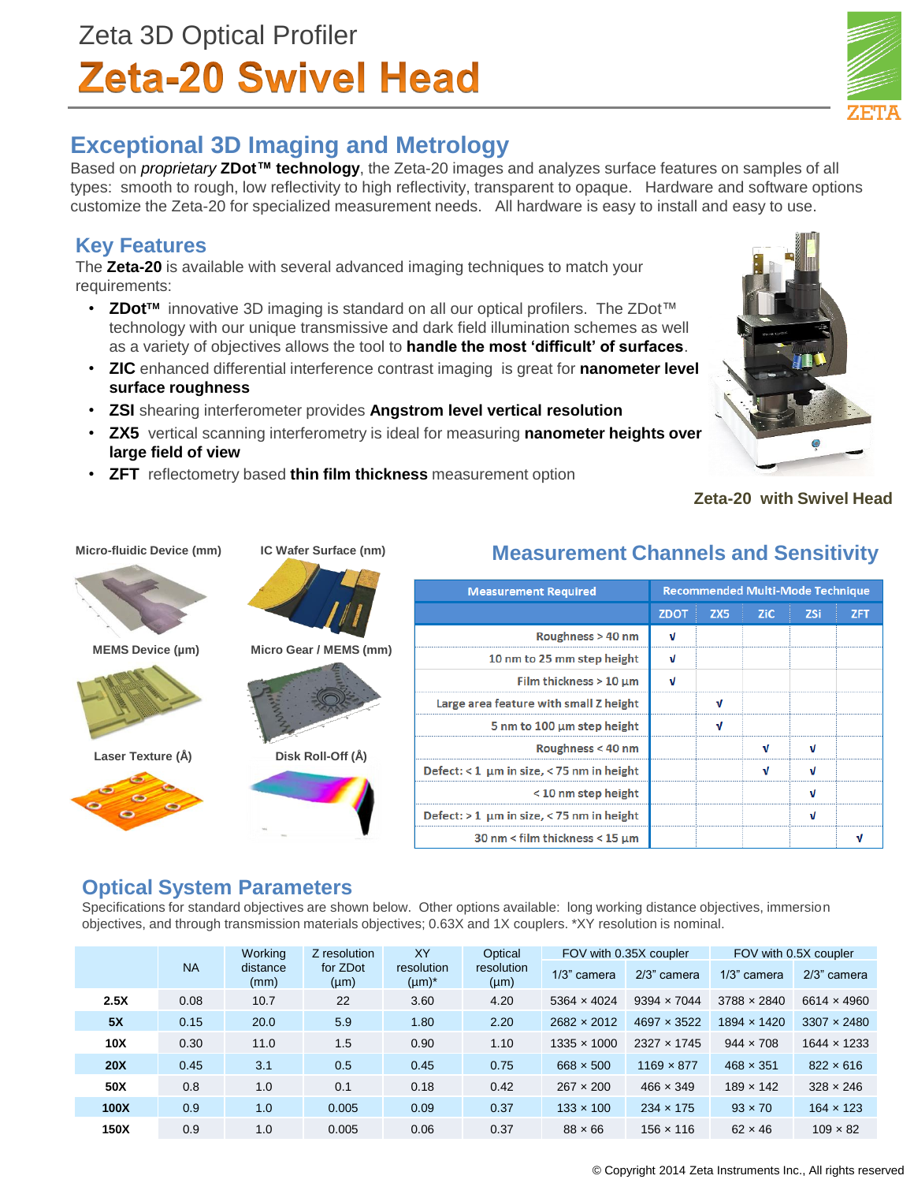# Zeta 3D Optical Profiler

# Zeta-20 Swivel Head

## Exceptional 3D Imaging and Metrology

Based on *proprietary* **ZDot™ technology**, the Zeta-20 images and analyzes surface features on samples of all types: smooth to rough, low reflectivity to high reflectivity, transparent to opaque. Hardware and software options customize the Zeta-20 for specialized measurement needs. All hardware is easy to install and easy to use.

### Key Features

The **Zeta-20** is available with several advanced imaging techniques to match your requirements:

- **ZDot™** innovative 3D imaging is standard on all our optical profilers. The ZDot™ technology with our unique transmissive and dark field illumination schemes as well as a variety of objectives allows the tool to **handle the most 'difficult' of surfaces**.
- **ZIC** enhanced differential interference contrast imaging is great for **nanometer level surface roughness**
- **ZSI** shearing interferometer provides **Angstrom level vertical resolution**
- **ZX5** vertical scanning interferometry is ideal for measuring **nanometer heights over large field of view**
- **ZFT** reflectometry based **thin film thickness** measurement option

**Zeta-20 with Swivel Head**

Micro-fluidic Device (mm)

IC Wafer Surface (nm)

MEMS Device (µm)

Micro Gear / MEMS (mm)

Laser Texture (Å)

Disk Roll-Off (Å)

## Measurement Channels and Sensitivity

| Measurement Required | Recommended Multi-Mode Technique | | | | |
|---|---|---|---|---|---|
| | ZDOT | ZX5 | ZIC | ZSi | ZFT |
| Roughness > 40 nm | √ | | | | |
| 10 nm to 25 mm step height | √ | | | | |
| Film thickness > 10 µm | √ | | | | |
| Large area feature with small Z height | | √ | | | |
| 5 nm to 100 µm step height | | √ | | | |
| Roughness < 40 nm | | | √ | √ | |
| Defect: < 1 µm in size, < 75 nm in height | | | √ | √ | |
| < 10 nm step height | | | | √ | |
| Defect: > 1 µm in size, < 75 nm in height | | | | √ | |
| 30 nm < film thickness < 15 µm | | | | | √ |

## Optical System Parameters

Specifications for standard objectives are shown below. Other options available: long working distance objectives, immersion objectives, and through transmission materials objectives; 0.63X and 1X couplers. *XY resolution is nominal.

| | NA | Working distance (mm) | Z resolution for ZDot (µm) | XY resolution (µm)* | Optical resolution (µm) | FOV with 0.35X coupler | | FOV with 0.5X coupler | |
|---|---|---|---|---|---|---|---|---|---|
| | | | | | | 1/3" camera | 2/3" camera | 1/3" camera | 2/3" camera |
| **2.5X** | 0.08 | 10.7 | 22 | 3.60 | 4.20 | 5364 × 4024 | 9394 × 7044 | 3788 × 2840 | 6614 × 4960 |
| **5X** | 0.15 | 20.0 | 5.9 | 1.80 | 2.20 | 2682 × 2012 | 4697 × 3522 | 1894 × 1420 | 3307 × 2480 |
| **10X** | 0.30 | 11.0 | 1.5 | 0.90 | 1.10 | 1335 × 1000 | 2327 × 1745 | 944 × 708 | 1644 × 1233 |
| **20X** | 0.45 | 3.1 | 0.5 | 0.45 | 0.75 | 668 × 500 | 1169 × 877 | 468 × 351 | 822 × 616 |
| **50X** | 0.8 | 1.0 | 0.1 | 0.18 | 0.42 | 267 × 200 | 466 × 349 | 189 × 142 | 328 × 246 |
| **100X** | 0.9 | 1.0 | 0.005 | 0.09 | 0.37 | 133 × 100 | 234 × 175 | 93 × 70 | 164 × 123 |
| **150X** | 0.9 | 1.0 | 0.005 | 0.06 | 0.37 | 88 × 66 | 156 × 116 | 62 × 46 | 109 × 82 |

© Copyright 2014 Zeta Instruments Inc., All rights reserved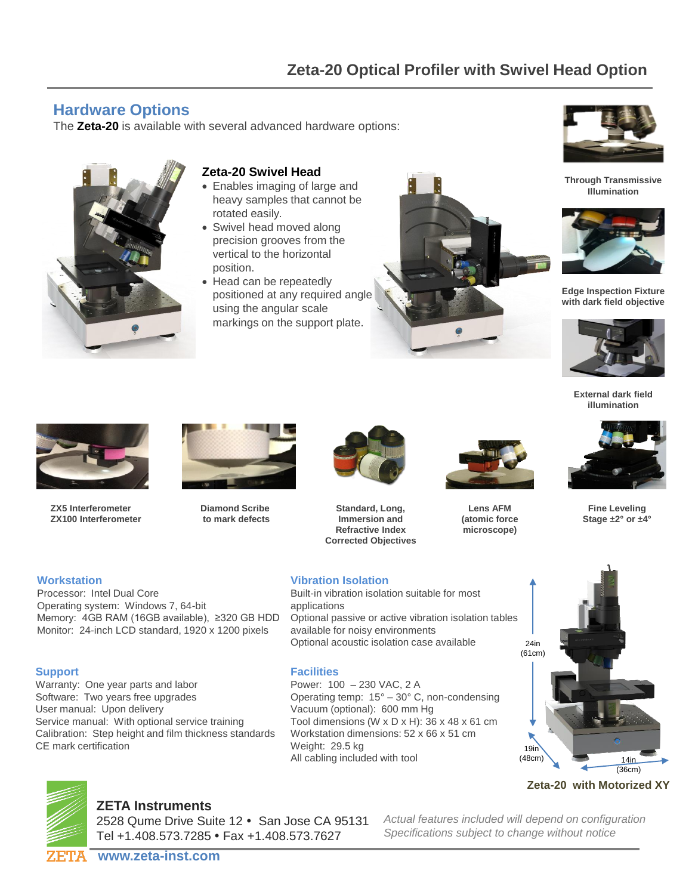# Zeta-20 Optical Profiler with Swivel Head Option

## Hardware Options

The **Zeta-20** is available with several advanced hardware options:

### Zeta-20 Swivel Head

- Enables imaging of large and heavy samples that cannot be rotated easily.
- Swivel head moved along precision grooves from the vertical to the horizontal position.
- Head can be repeatedly positioned at any required angle using the angular scale markings on the support plate.

**Through Transmissive Illumination**

**Edge Inspection Fixture with dark field objective**

**External dark field illumination**

**ZX5 Interferometer ZX100 Interferometer**

**Diamond Scribe to mark defects**

**Standard, Long, Immersion and Refractive Index Corrected Objectives**

**Lens AFM (atomic force microscope)**

**Fine Leveling Stage ±2° or ±4°**

### Workstation

Processor: Intel Dual Core
Operating system: Windows 7, 64-bit
Memory: 4GB RAM (16GB available), ≥320 GB HDD
Monitor: 24-inch LCD standard, 1920 x 1200 pixels

### Support

Warranty: One year parts and labor
Software: Two years free upgrades
User manual: Upon delivery
Service manual: With optional service training
Calibration: Step height and film thickness standards
CE mark certification

### Vibration Isolation

Built-in vibration isolation suitable for most applications
Optional passive or active vibration isolation tables available for noisy environments
Optional acoustic isolation case available

### Facilities

Power: 100 – 230 VAC, 2 A
Operating temp: 15° – 30° C, non-condensing
Vacuum (optional): 600 mm Hg
Tool dimensions (W x D x H): 36 x 48 x 61 cm
Workstation dimensions: 52 x 66 x 51 cm
Weight: 29.5 kg
All cabling included with tool

24in (61cm)
19in (48cm)
14in (36cm)

**Zeta-20 with Motorized XY**

**ZETA Instruments**
2528 Qume Drive Suite 12 • San Jose CA 95131
Tel +1.408.573.7285 • Fax +1.408.573.7627
**www.zeta-inst.com**

*Actual features included will depend on configuration*
*Specifications subject to change without notice*